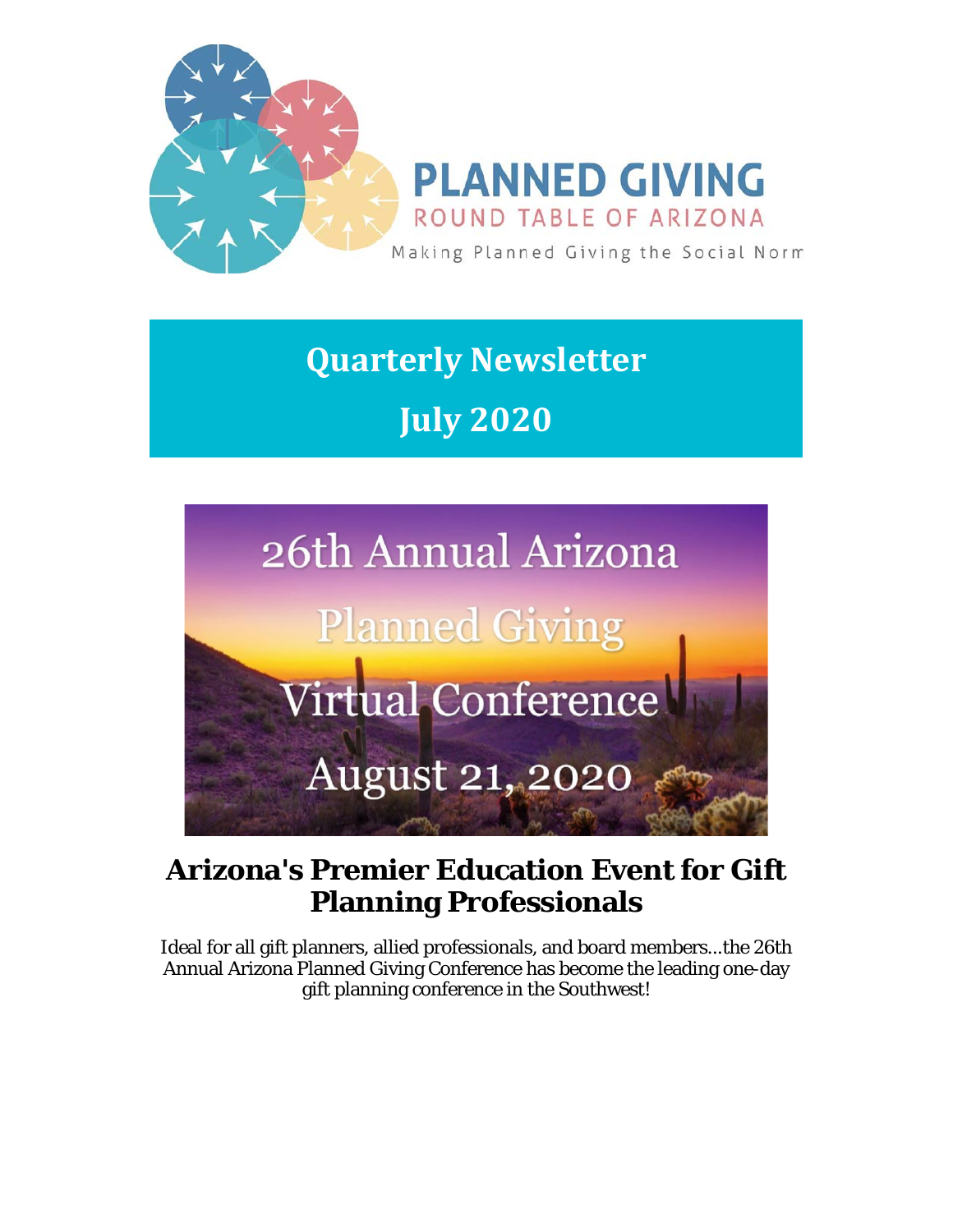PLANNED GIVING
ROUND TABLE OF ARIZONA
Making Planned Giving the Social Norm

# Quarterly Newsletter

# July 2020

26th Annual Arizona Planned Giving Virtual Conference August 21, 2020

## Arizona's Premier Education Event for Gift Planning Professionals

Ideal for all gift planners, allied professionals, and board members...the 26th Annual Arizona Planned Giving Conference has become the leading one-day gift planning conference in the Southwest!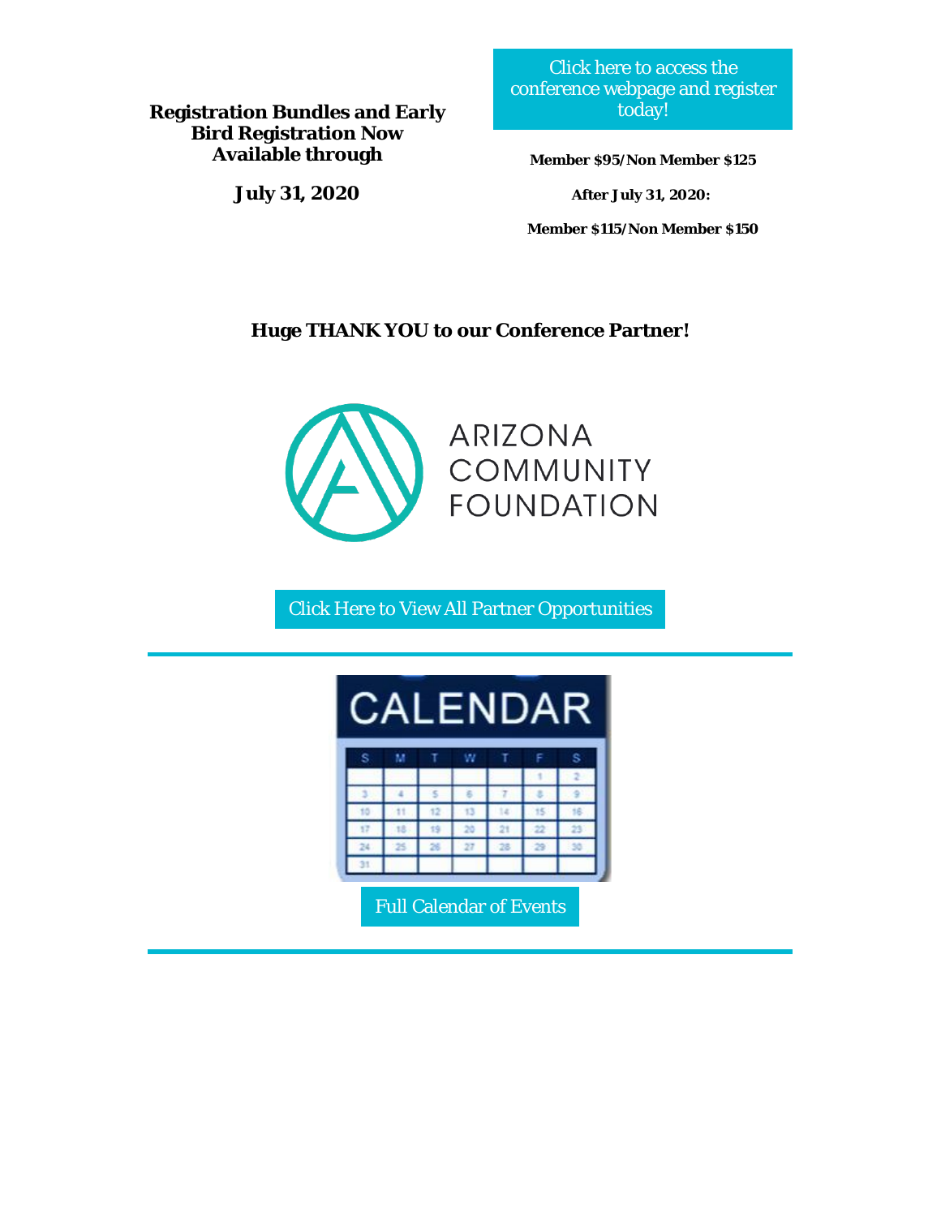**Registration Bundles and Early Bird Registration Now Available through**

**July 31, 2020**

Click here to access the conference webpage and register today!

**Member $95/Non Member $125**

**After July 31, 2020:**

**Member $115/Non Member $150**

**Huge THANK YOU to our Conference Partner!**

ARIZONA COMMUNITY FOUNDATION

Click Here to View All Partner Opportunities

---

Full Calendar of Events

---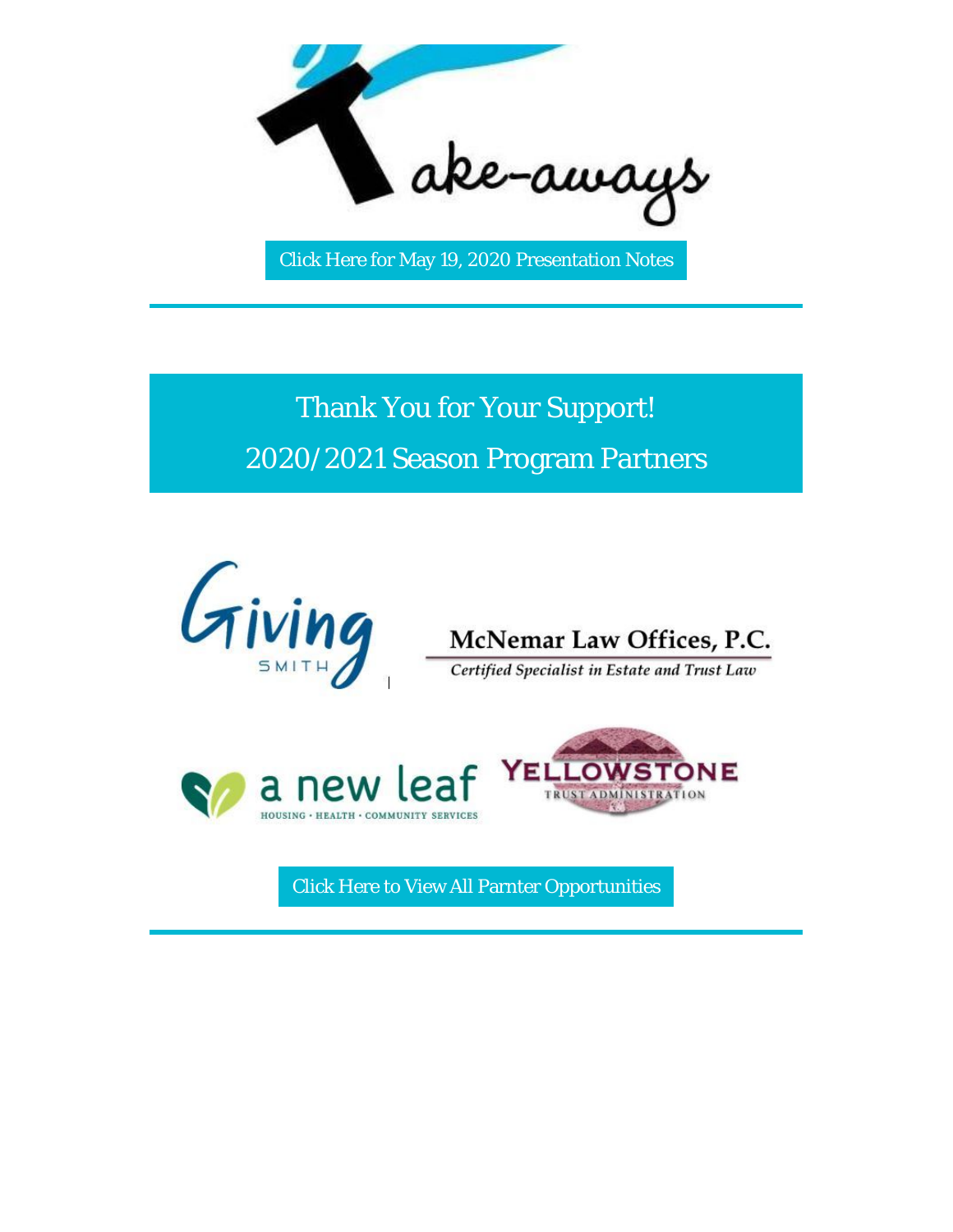Take-aways

Click Here for May 19, 2020 Presentation Notes

---

## Thank You for Your Support!

## 2020/2021 Season Program Partners

Giving SMITH

McNemar Law Offices, P.C.

*Certified Specialist in Estate and Trust Law*

a new leaf

HOUSING • HEALTH • COMMUNITY SERVICES

YELLOWSTONE TRUST ADMINISTRATION

Click Here to View All Parnter Opportunities

---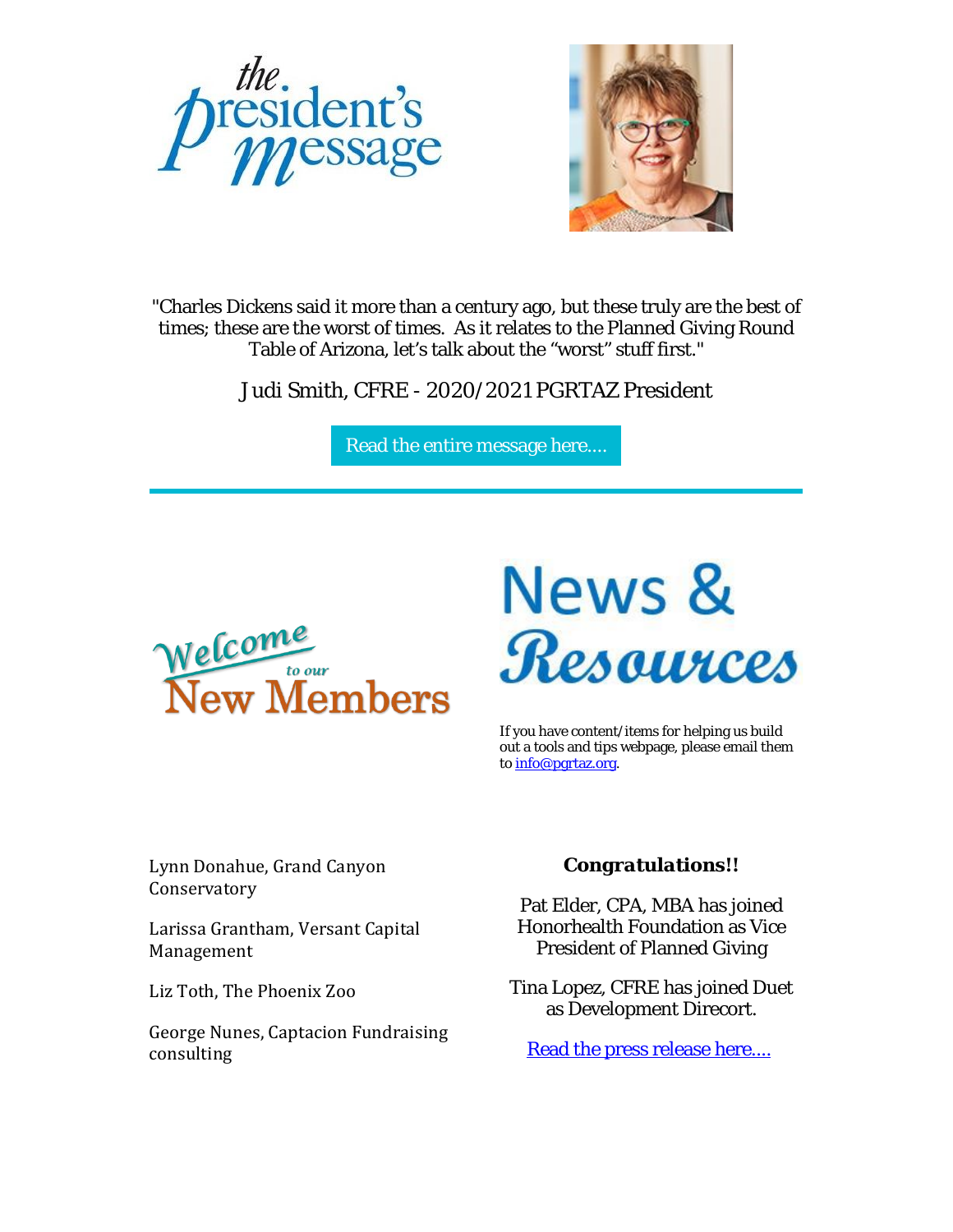# the president's message

"Charles Dickens said it more than a century ago, but these truly are the best of times; these are the worst of times. As it relates to the Planned Giving Round Table of Arizona, let's talk about the "worst" stuff first."

Judi Smith, CFRE - 2020/2021 PGRTAZ President

[Read the entire message here....]

---

## Welcome to our New Members

Lynn Donahue, Grand Canyon Conservatory

Larissa Grantham, Versant Capital Management

Liz Toth, The Phoenix Zoo

George Nunes, Captacion Fundraising consulting

## News & Resources

If you have content/items for helping us build out a tools and tips webpage, please email them to info@pgrtaz.org.

***Congratulations!!***

Pat Elder, CPA, MBA has joined Honorhealth Foundation as Vice President of Planned Giving

Tina Lopez, CFRE has joined Duet as Development Direcort.

[Read the press release here....]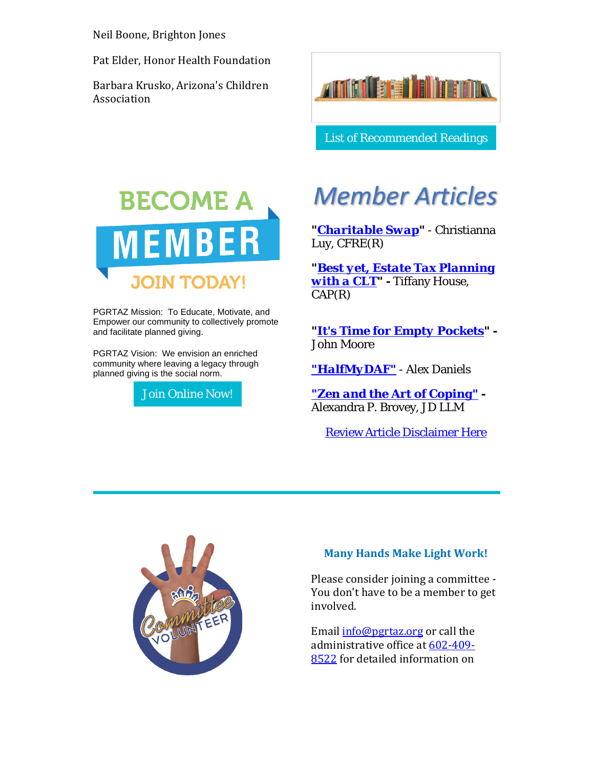Neil Boone, Brighton Jones

Pat Elder, Honor Health Foundation

Barbara Krusko, Arizona's Children Association

List of Recommended Readings

BECOME A MEMBER JOIN TODAY!

PGRTAZ Mission: To Educate, Motivate, and Empower our community to collectively promote and facilitate planned giving.

PGRTAZ Vision: We envision an enriched community where leaving a legacy through planned giving is the social norm.

Join Online Now!

## *Member Articles*

**"Charitable Swap"** - Christianna Luy, CFRE(R)

**"Best yet, Estate Tax Planning with a CLT" -** Tiffany House, CAP(R)

**"It's Time for Empty Pockets" -** John Moore

**"HalfMyDAF"** - Alex Daniels

**"Zen and the Art of Coping" -** Alexandra P. Brovey, JD LLM

Review Article Disclaimer Here

---

### Many Hands Make Light Work!

Please consider joining a committee - You don't have to be a member to get involved.

Email info@pgrtaz.org or call the administrative office at 602-409-8522 for detailed information on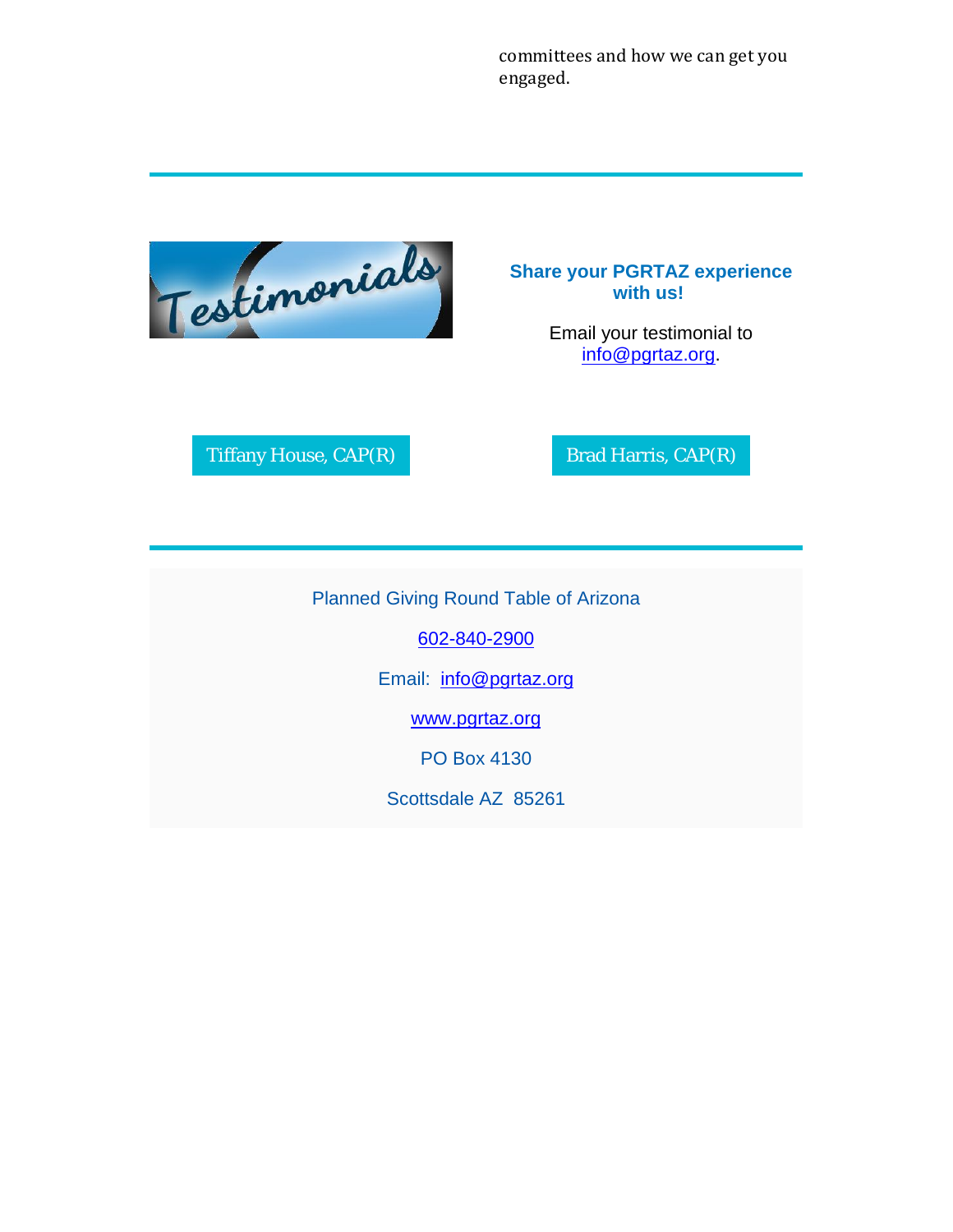committees and how we can get you engaged.

---

Testimonials

**Share your PGRTAZ experience with us!**

Email your testimonial to info@pgrtaz.org.

Tiffany House, CAP(R)

Brad Harris, CAP(R)

---

Planned Giving Round Table of Arizona

602-840-2900

Email: info@pgrtaz.org

www.pgrtaz.org

PO Box 4130

Scottsdale AZ 85261